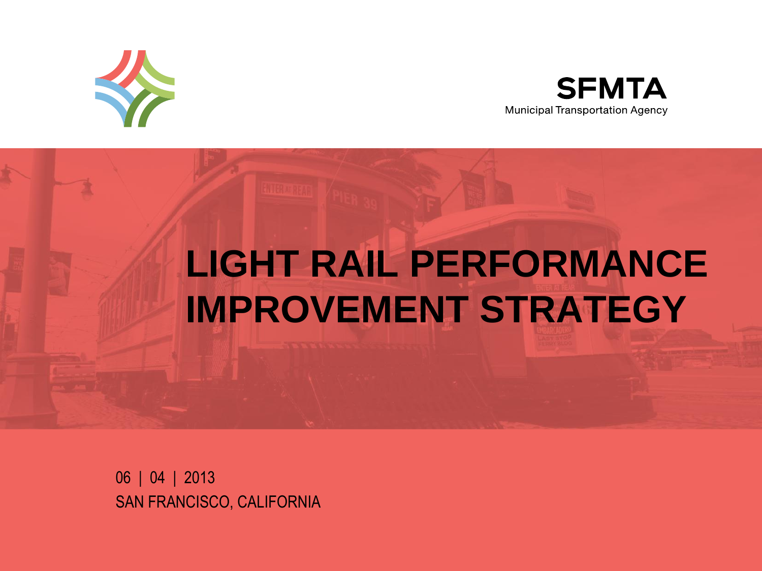**SFMTA**
Municipal Transportation Agency

# LIGHT RAIL PERFORMANCE IMPROVEMENT STRATEGY

06 | 04 | 2013
SAN FRANCISCO, CALIFORNIA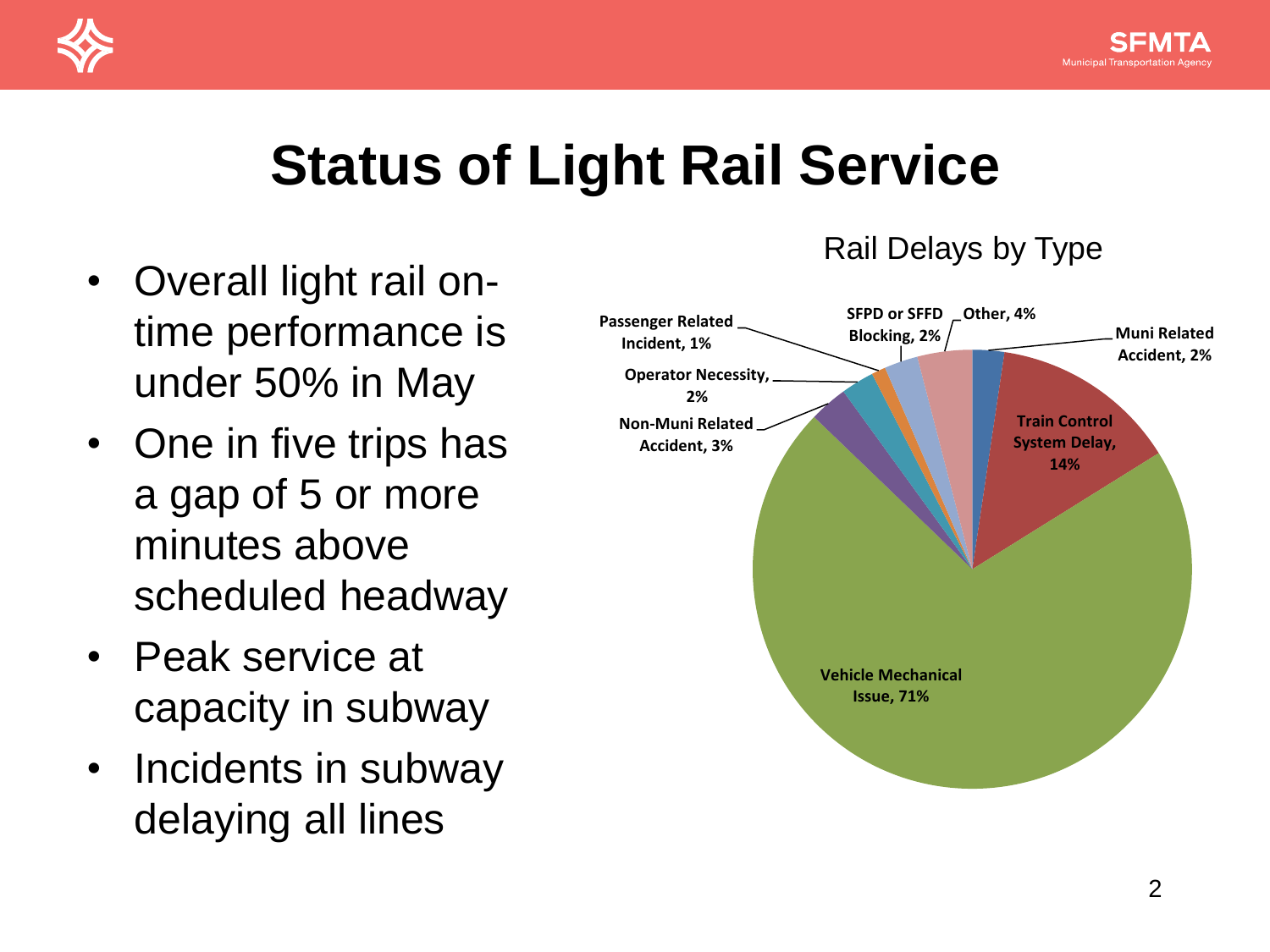# Status of Light Rail Service

- Overall light rail on-time performance is under 50% in May
- One in five trips has a gap of 5 or more minutes above scheduled headway
- Peak service at capacity in subway
- Incidents in subway delaying all lines

Rail Delays by Type

| Type | Share |
| --- | --- |
| Vehicle Mechanical Issue | 71% |
| Train Control System Delay | 14% |
| Other | 4% |
| Non-Muni Related Accident | 3% |
| Muni Related Accident | 2% |
| SFPD or SFFD Blocking | 2% |
| Operator Necessity | 2% |
| Passenger Related Incident | 1% |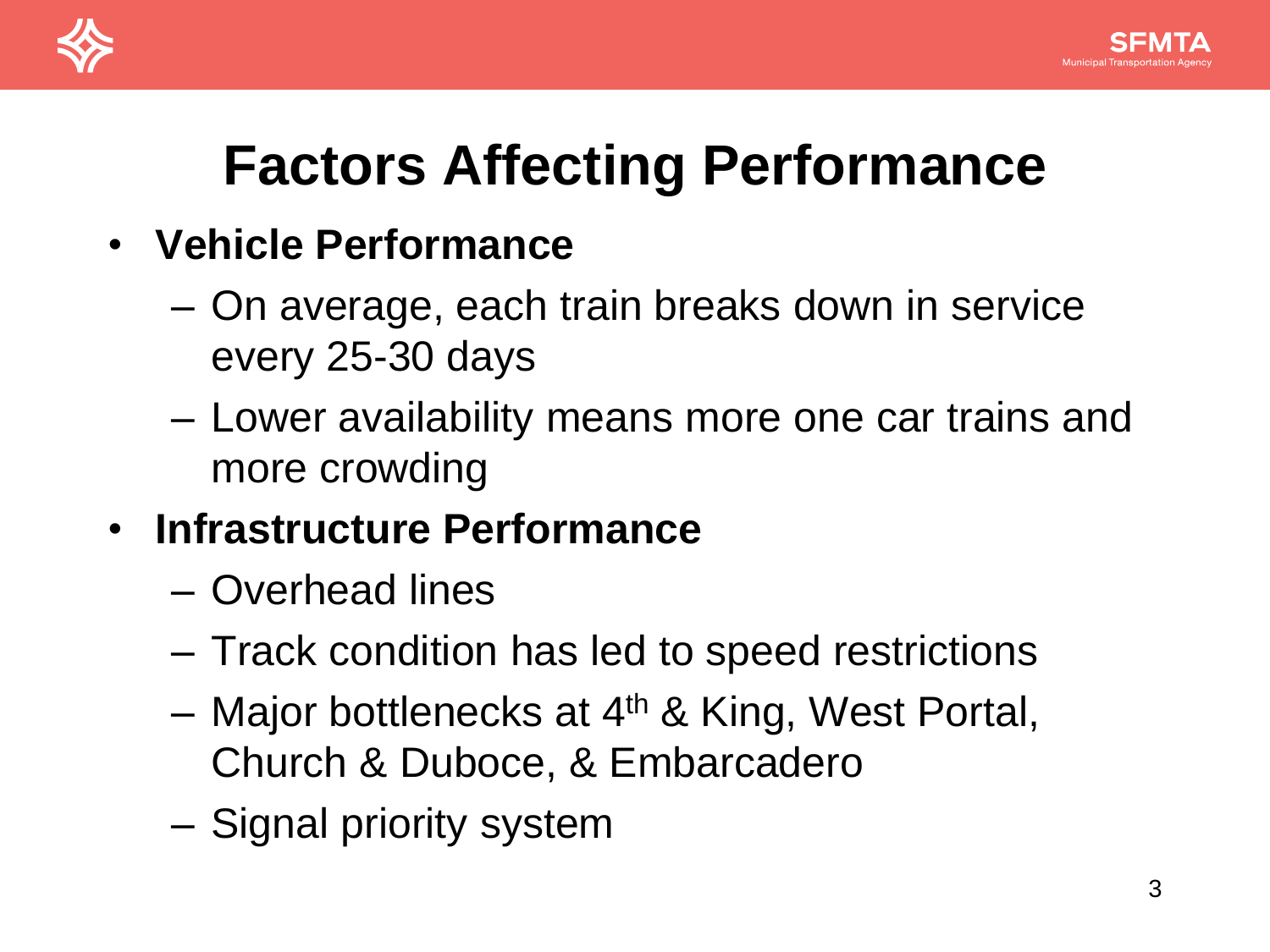# Factors Affecting Performance

- **Vehicle Performance**
  - On average, each train breaks down in service every 25-30 days
  - Lower availability means more one car trains and more crowding
- **Infrastructure Performance**
  - Overhead lines
  - Track condition has led to speed restrictions
  - Major bottlenecks at 4th & King, West Portal, Church & Duboce, & Embarcadero
  - Signal priority system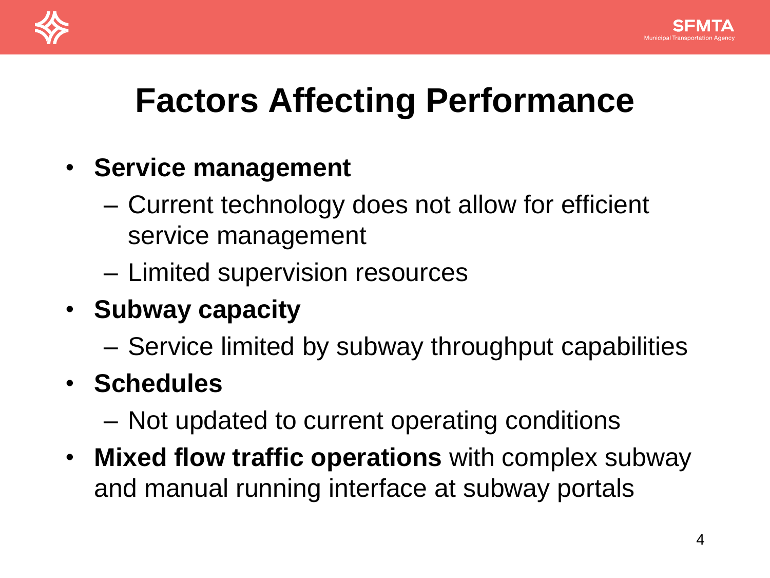# Factors Affecting Performance

- **Service management**
  - Current technology does not allow for efficient service management
  - Limited supervision resources
- **Subway capacity**
  - Service limited by subway throughput capabilities
- **Schedules**
  - Not updated to current operating conditions
- **Mixed flow traffic operations** with complex subway and manual running interface at subway portals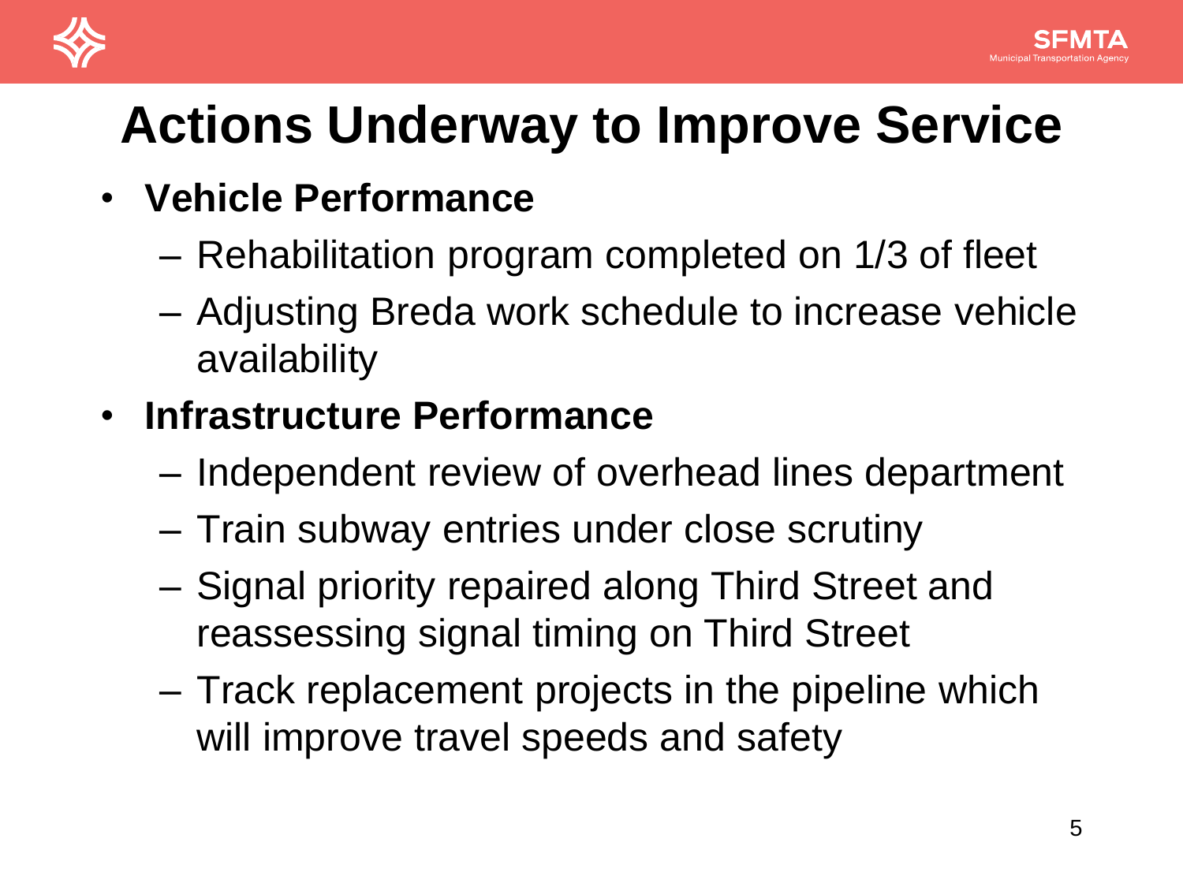# Actions Underway to Improve Service

- **Vehicle Performance**
  - Rehabilitation program completed on 1/3 of fleet
  - Adjusting Breda work schedule to increase vehicle availability
- **Infrastructure Performance**
  - Independent review of overhead lines department
  - Train subway entries under close scrutiny
  - Signal priority repaired along Third Street and reassessing signal timing on Third Street
  - Track replacement projects in the pipeline which will improve travel speeds and safety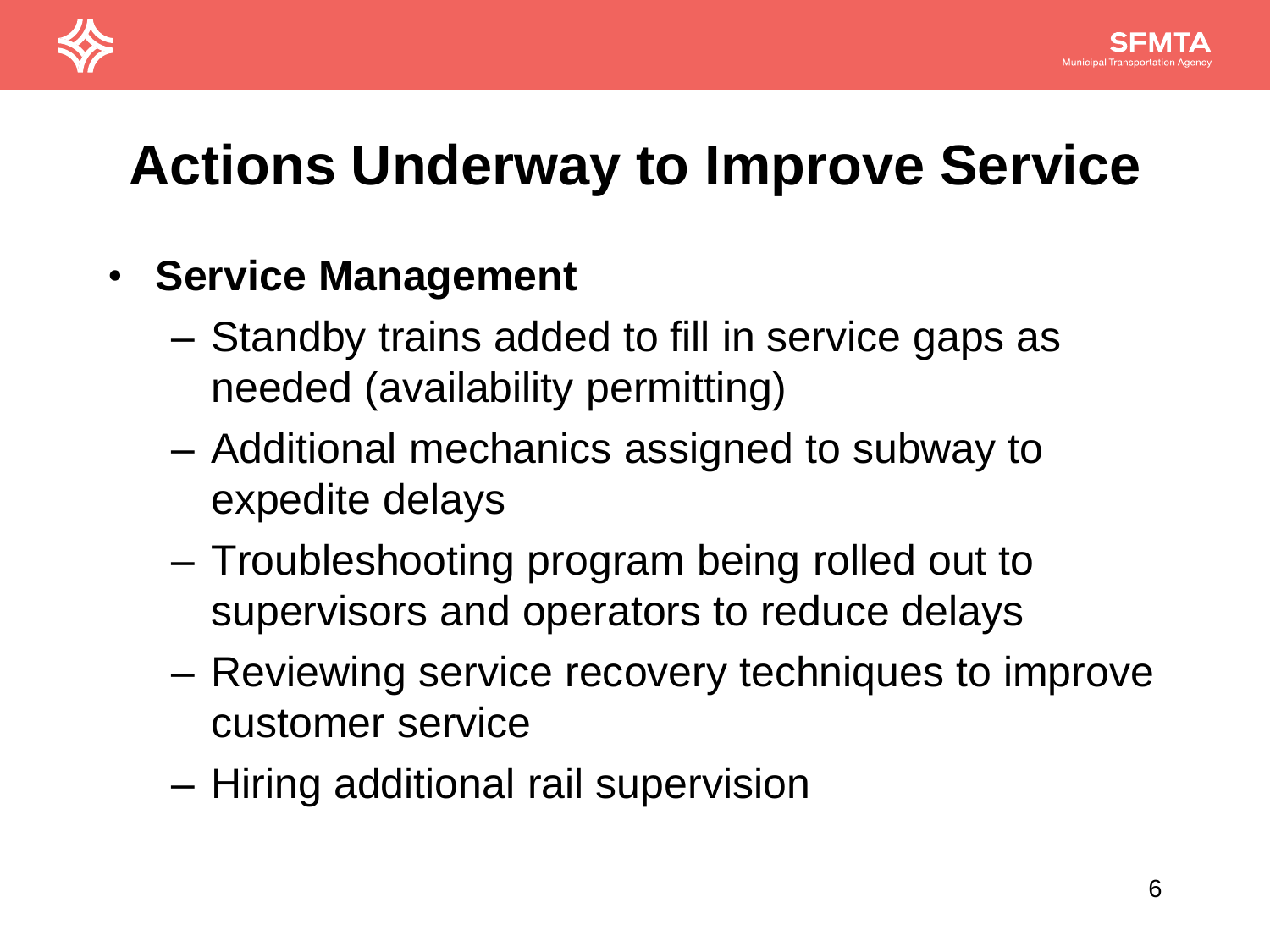# Actions Underway to Improve Service

- **Service Management**
  - Standby trains added to fill in service gaps as needed (availability permitting)
  - Additional mechanics assigned to subway to expedite delays
  - Troubleshooting program being rolled out to supervisors and operators to reduce delays
  - Reviewing service recovery techniques to improve customer service
  - Hiring additional rail supervision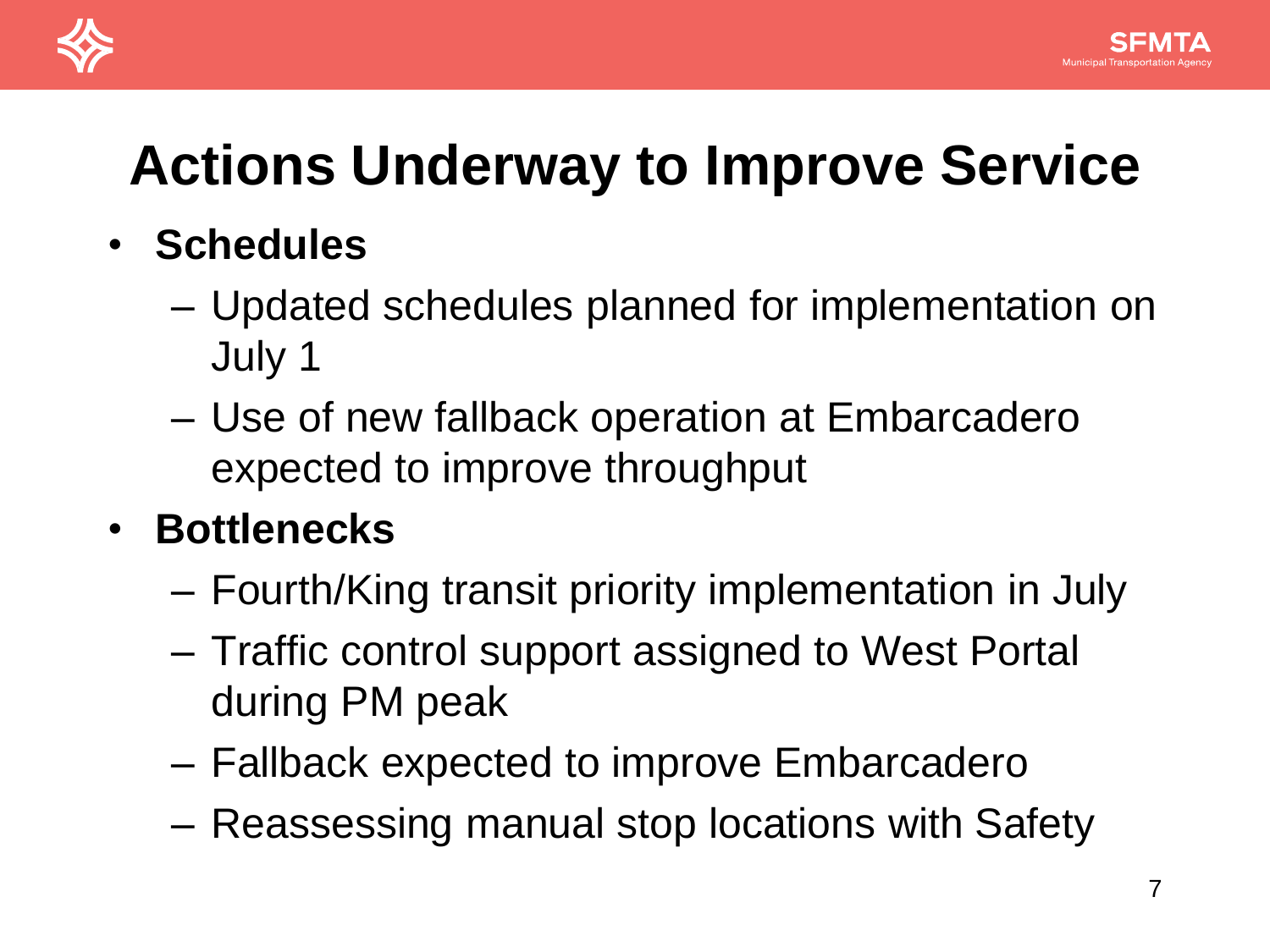# Actions Underway to Improve Service

- **Schedules**
  - Updated schedules planned for implementation on July 1
  - Use of new fallback operation at Embarcadero expected to improve throughput
- **Bottlenecks**
  - Fourth/King transit priority implementation in July
  - Traffic control support assigned to West Portal during PM peak
  - Fallback expected to improve Embarcadero
  - Reassessing manual stop locations with Safety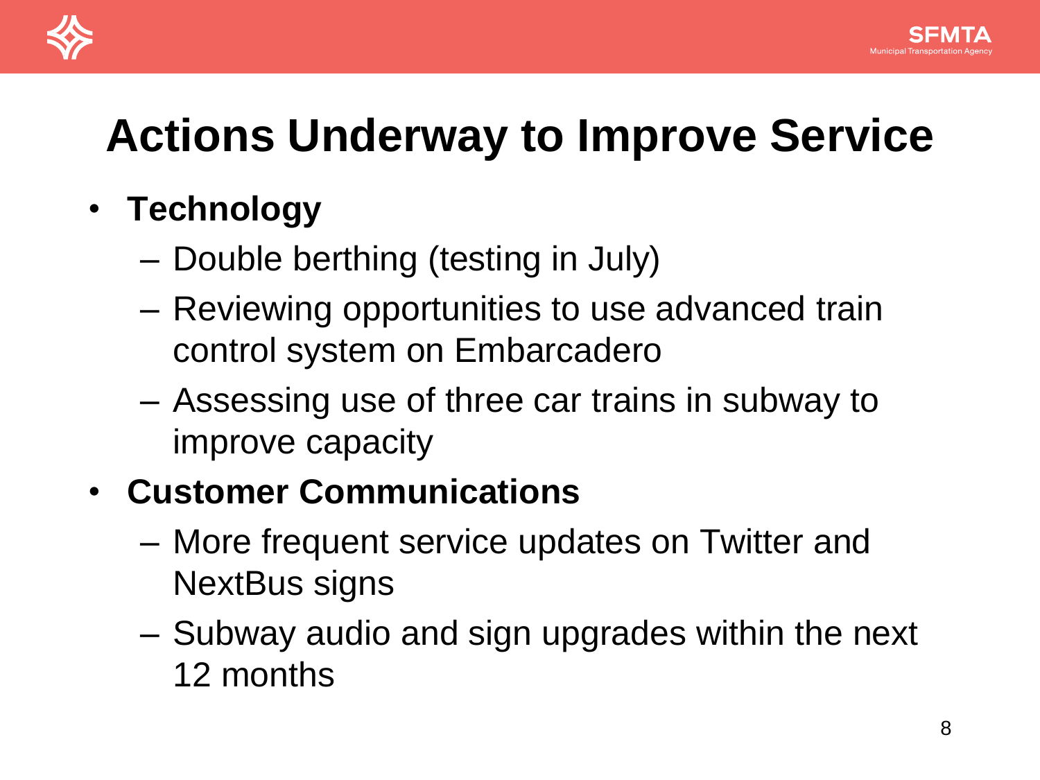# Actions Underway to Improve Service

- **Technology**
  - Double berthing (testing in July)
  - Reviewing opportunities to use advanced train control system on Embarcadero
  - Assessing use of three car trains in subway to improve capacity
- **Customer Communications**
  - More frequent service updates on Twitter and NextBus signs
  - Subway audio and sign upgrades within the next 12 months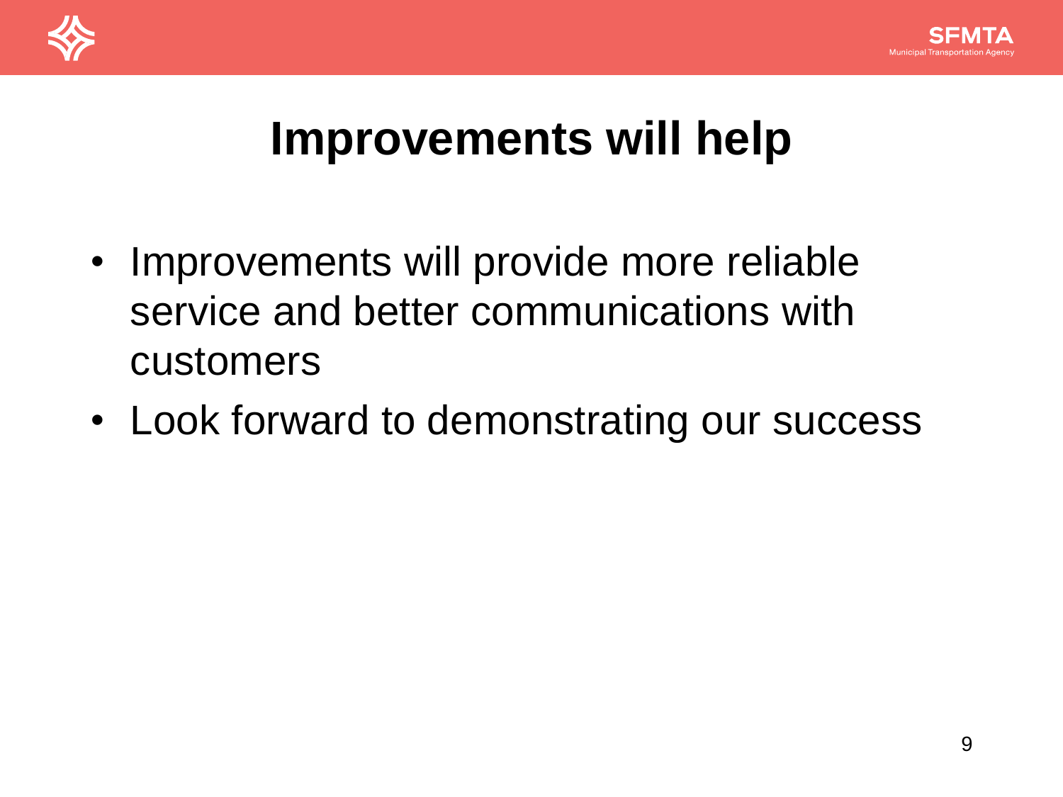# Improvements will help

- Improvements will provide more reliable service and better communications with customers
- Look forward to demonstrating our success